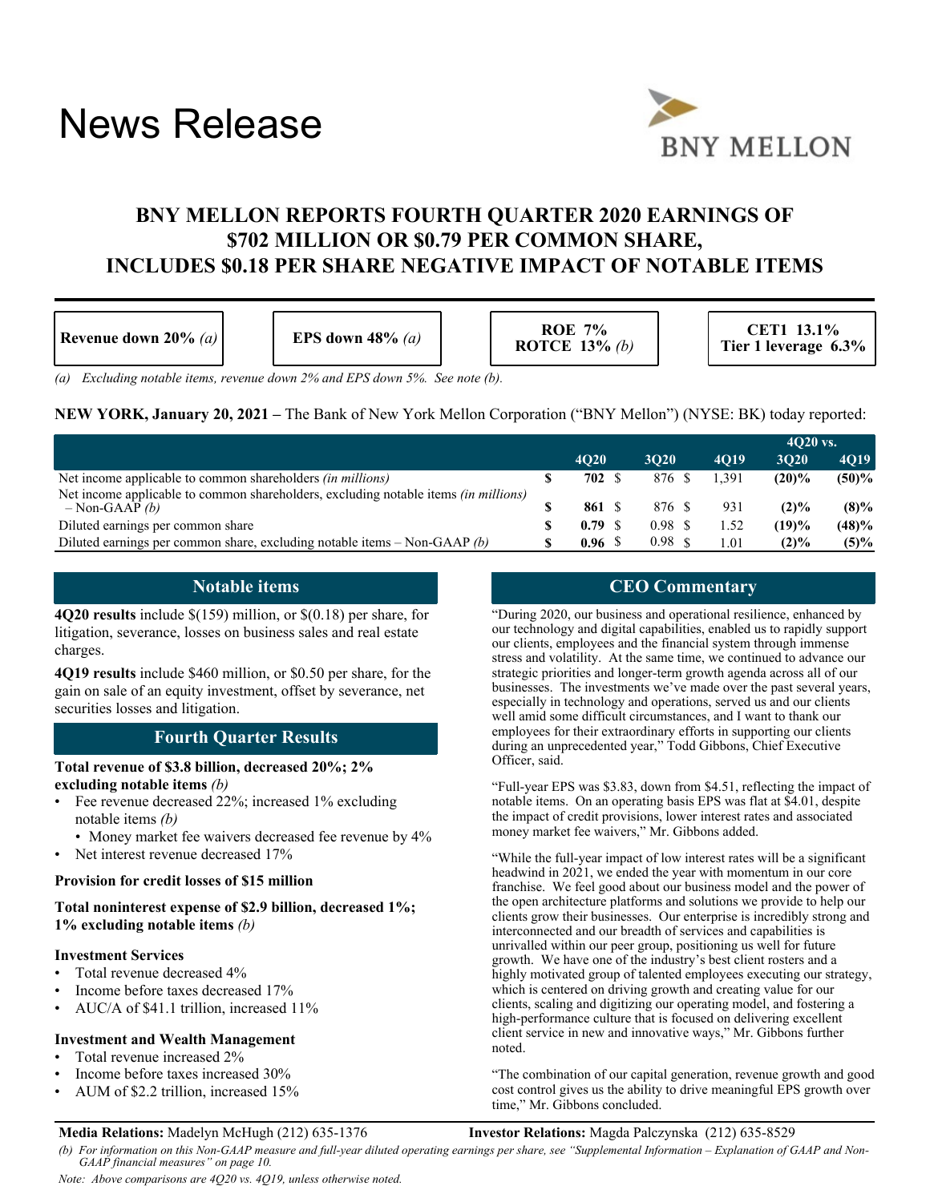# News Release

**BNY MELLON**

## BNY MELLON REPORTS FOURTH QUARTER 2020 EARNINGS OF $702 MILLION OR $0.79 PER COMMON SHARE, INCLUDES $0.18 PER SHARE NEGATIVE IMPACT OF NOTABLE ITEMS

| Revenue down 20% *(a)* | EPS down 48% *(a)* | ROE 7%<br>ROTCE 13% *(b)* | CET1 13.1%<br>Tier 1 leverage 6.3% |
|---|---|---|---|

*(a) Excluding notable items, revenue down 2% and EPS down 5%. See note (b).*

**NEW YORK, January 20, 2021 –** The Bank of New York Mellon Corporation ("BNY Mellon") (NYSE: BK) today reported:

| | | | | | 4Q20 vs. | |
|---|---|---|---|---|---|---|
| | | **4Q20** | **3Q20** | **4Q19** | **3Q20** | **4Q19** |
| Net income applicable to common shareholders *(in millions)* | $ | **702** | $ 876 | $ 1,391 | **(20)%** | **(50)%** |
| Net income applicable to common shareholders, excluding notable items *(in millions)* – Non-GAAP *(b)* | $ | **861** | $ 876 | 931 | **(2)%** | **(8)%** |
| Diluted earnings per common share | $ | **0.79** | $ 0.98 | $ 1.52 | **(19)%** | **(48)%** |
| Diluted earnings per common share, excluding notable items – Non-GAAP *(b)* | $ | **0.96** | $ 0.98 | $ 1.01 | **(2)%** | **(5)%** |

## Notable items

**4Q20 results** include $(159) million, or $(0.18) per share, for litigation, severance, losses on business sales and real estate charges.

**4Q19 results** include $460 million, or $0.50 per share, for the gain on sale of an equity investment, offset by severance, net securities losses and litigation.

## Fourth Quarter Results

**Total revenue of $3.8 billion, decreased 20%; 2% excluding notable items** *(b)*

- Fee revenue decreased 22%; increased 1% excluding notable items *(b)*
  - Money market fee waivers decreased fee revenue by 4%
- Net interest revenue decreased 17%

**Provision for credit losses of $15 million**

**Total noninterest expense of $2.9 billion, decreased 1%; 1% excluding notable items** *(b)*

**Investment Services**

- Total revenue decreased 4%
- Income before taxes decreased 17%
- AUC/A of $41.1 trillion, increased 11%

**Investment and Wealth Management**

- Total revenue increased 2%
- Income before taxes increased 30%
- AUM of $2.2 trillion, increased 15%

## CEO Commentary

"During 2020, our business and operational resilience, enhanced by our technology and digital capabilities, enabled us to rapidly support our clients, employees and the financial system through immense stress and volatility. At the same time, we continued to advance our strategic priorities and longer-term growth agenda across all of our businesses. The investments we've made over the past several years, especially in technology and operations, served us and our clients well amid some difficult circumstances, and I want to thank our employees for their extraordinary efforts in supporting our clients during an unprecedented year," Todd Gibbons, Chief Executive Officer, said.

"Full-year EPS was $3.83, down from $4.51, reflecting the impact of notable items. On an operating basis EPS was flat at $4.01, despite the impact of credit provisions, lower interest rates and associated money market fee waivers," Mr. Gibbons added.

"While the full-year impact of low interest rates will be a significant headwind in 2021, we ended the year with momentum in our core franchise. We feel good about our business model and the power of the open architecture platforms and solutions we provide to help our clients grow their businesses. Our enterprise is incredibly strong and interconnected and our breadth of services and capabilities is unrivalled within our peer group, positioning us well for future growth. We have one of the industry's best client rosters and a highly motivated group of talented employees executing our strategy, which is centered on driving growth and creating value for our clients, scaling and digitizing our operating model, and fostering a high-performance culture that is focused on delivering excellent client service in new and innovative ways," Mr. Gibbons further noted.

"The combination of our capital generation, revenue growth and good cost control gives us the ability to drive meaningful EPS growth over time," Mr. Gibbons concluded.

**Media Relations:** Madelyn McHugh (212) 635-1376 **Investor Relations:** Magda Palczynska (212) 635-8529

*(b) For information on this Non-GAAP measure and full-year diluted operating earnings per share, see "Supplemental Information – Explanation of GAAP and Non-GAAP financial measures" on page 10.*

*Note: Above comparisons are 4Q20 vs. 4Q19, unless otherwise noted.*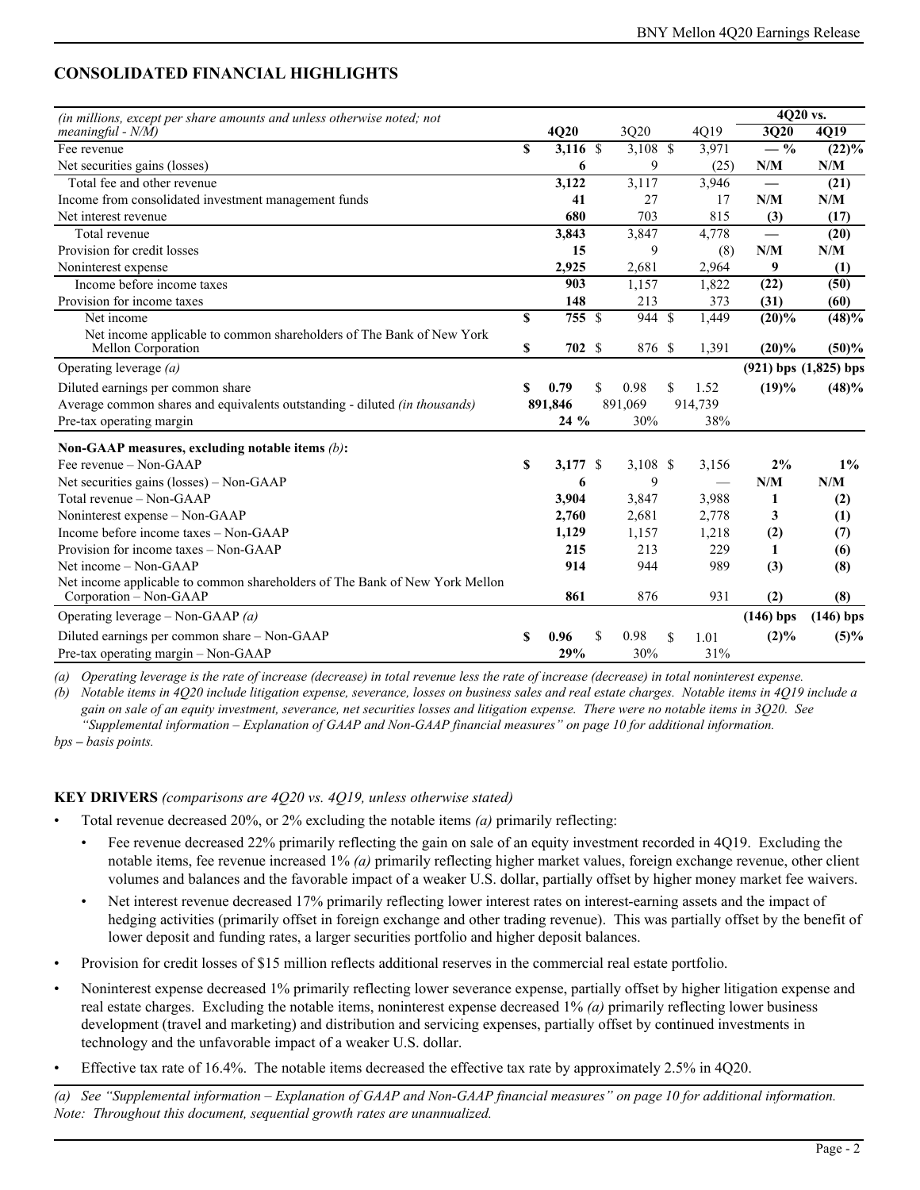## CONSOLIDATED FINANCIAL HIGHLIGHTS

| *(in millions, except per share amounts and unless otherwise noted; not meaningful - N/M)* | 4Q20 | 3Q20 | 4Q19 | 4Q20 vs. 3Q20 | 4Q20 vs. 4Q19 |
|---|---|---|---|---|---|
| Fee revenue | **$ 3,116** | $ 3,108 | $ 3,971 | **— %** | **(22)%** |
| Net securities gains (losses) | **6** | 9 | (25) | **N/M** | **N/M** |
| Total fee and other revenue | **3,122** | 3,117 | 3,946 | **—** | **(21)** |
| Income from consolidated investment management funds | **41** | 27 | 17 | **N/M** | **N/M** |
| Net interest revenue | **680** | 703 | 815 | **(3)** | **(17)** |
| Total revenue | **3,843** | 3,847 | 4,778 | **—** | **(20)** |
| Provision for credit losses | **15** | 9 | (8) | **N/M** | **N/M** |
| Noninterest expense | **2,925** | 2,681 | 2,964 | **9** | **(1)** |
| Income before income taxes | **903** | 1,157 | 1,822 | **(22)** | **(50)** |
| Provision for income taxes | **148** | 213 | 373 | **(31)** | **(60)** |
| Net income | **$ 755** | $ 944 | $ 1,449 | **(20)%** | **(48)%** |
| Net income applicable to common shareholders of The Bank of New York Mellon Corporation | **$ 702** | $ 876 | $ 1,391 | **(20)%** | **(50)%** |
| Operating leverage *(a)* | | | | **(921) bps** | **(1,825) bps** |
| Diluted earnings per common share | **$ 0.79** | $ 0.98 | $ 1.52 | **(19)%** | **(48)%** |
| Average common shares and equivalents outstanding - diluted *(in thousands)* | **891,846** | 891,069 | 914,739 | | |
| Pre-tax operating margin | **24 %** | 30% | 38% | | |
| **Non-GAAP measures, excluding notable items** *(b)***:** | | | | | |
| Fee revenue – Non-GAAP | **$ 3,177** | $ 3,108 | $ 3,156 | **2%** | **1%** |
| Net securities gains (losses) – Non-GAAP | **6** | 9 | — | **N/M** | **N/M** |
| Total revenue – Non-GAAP | **3,904** | 3,847 | 3,988 | **1** | **(2)** |
| Noninterest expense – Non-GAAP | **2,760** | 2,681 | 2,778 | **3** | **(1)** |
| Income before income taxes – Non-GAAP | **1,129** | 1,157 | 1,218 | **(2)** | **(7)** |
| Provision for income taxes – Non-GAAP | **215** | 213 | 229 | **1** | **(6)** |
| Net income – Non-GAAP | **914** | 944 | 989 | **(3)** | **(8)** |
| Net income applicable to common shareholders of The Bank of New York Mellon Corporation – Non-GAAP | **861** | 876 | 931 | **(2)** | **(8)** |
| Operating leverage – Non-GAAP *(a)* | | | | **(146) bps** | **(146) bps** |
| Diluted earnings per common share – Non-GAAP | **$ 0.96** | $ 0.98 | $ 1.01 | **(2)%** | **(5)%** |
| Pre-tax operating margin – Non-GAAP | **29%** | 30% | 31% | | |

*(a) Operating leverage is the rate of increase (decrease) in total revenue less the rate of increase (decrease) in total noninterest expense.*

*(b) Notable items in 4Q20 include litigation expense, severance, losses on business sales and real estate charges. Notable items in 4Q19 include a gain on sale of an equity investment, severance, net securities losses and litigation expense. There were no notable items in 3Q20. See "Supplemental information – Explanation of GAAP and Non-GAAP financial measures" on page 10 for additional information.*

*bps – basis points.*

**KEY DRIVERS** *(comparisons are 4Q20 vs. 4Q19, unless otherwise stated)*

- Total revenue decreased 20%, or 2% excluding the notable items *(a)* primarily reflecting:
  - Fee revenue decreased 22% primarily reflecting the gain on sale of an equity investment recorded in 4Q19. Excluding the notable items, fee revenue increased 1% *(a)* primarily reflecting higher market values, foreign exchange revenue, other client volumes and balances and the favorable impact of a weaker U.S. dollar, partially offset by higher money market fee waivers.
  - Net interest revenue decreased 17% primarily reflecting lower interest rates on interest-earning assets and the impact of hedging activities (primarily offset in foreign exchange and other trading revenue). This was partially offset by the benefit of lower deposit and funding rates, a larger securities portfolio and higher deposit balances.
- Provision for credit losses of $15 million reflects additional reserves in the commercial real estate portfolio.
- Noninterest expense decreased 1% primarily reflecting lower severance expense, partially offset by higher litigation expense and real estate charges. Excluding the notable items, noninterest expense decreased 1% *(a)* primarily reflecting lower business development (travel and marketing) and distribution and servicing expenses, partially offset by continued investments in technology and the unfavorable impact of a weaker U.S. dollar.
- Effective tax rate of 16.4%. The notable items decreased the effective tax rate by approximately 2.5% in 4Q20.

*(a) See "Supplemental information – Explanation of GAAP and Non-GAAP financial measures" on page 10 for additional information.*
*Note: Throughout this document, sequential growth rates are unannualized.*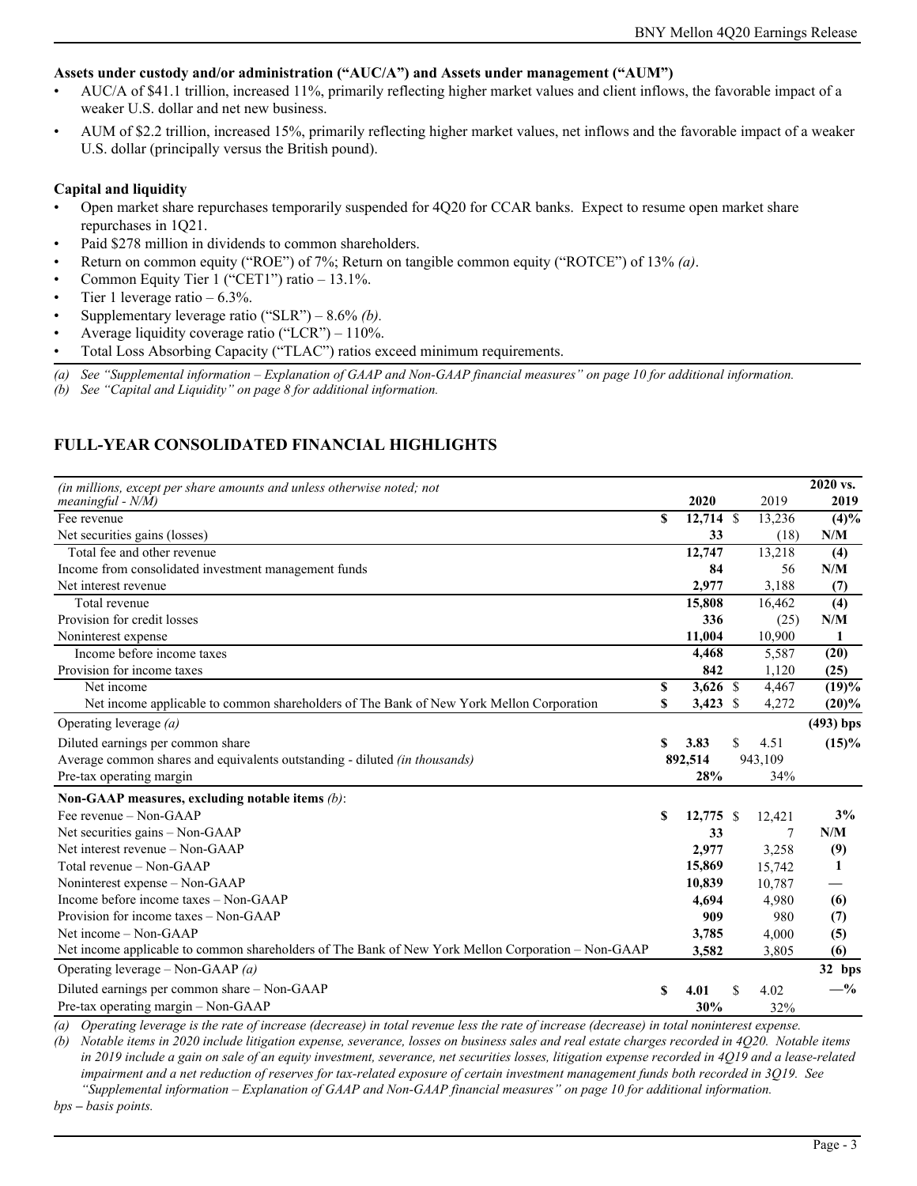**Assets under custody and/or administration ("AUC/A") and Assets under management ("AUM")**

- AUC/A of $41.1 trillion, increased 11%, primarily reflecting higher market values and client inflows, the favorable impact of a weaker U.S. dollar and net new business.
- AUM of $2.2 trillion, increased 15%, primarily reflecting higher market values, net inflows and the favorable impact of a weaker U.S. dollar (principally versus the British pound).

**Capital and liquidity**

- Open market share repurchases temporarily suspended for 4Q20 for CCAR banks. Expect to resume open market share repurchases in 1Q21.
- Paid $278 million in dividends to common shareholders.
- Return on common equity ("ROE") of 7%; Return on tangible common equity ("ROTCE") of 13% *(a)*.
- Common Equity Tier 1 ("CET1") ratio – 13.1%.
- Tier 1 leverage ratio – 6.3%.
- Supplementary leverage ratio ("SLR") – 8.6% *(b)*.
- Average liquidity coverage ratio ("LCR") – 110%.
- Total Loss Absorbing Capacity ("TLAC") ratios exceed minimum requirements.

*(a) See "Supplemental information – Explanation of GAAP and Non-GAAP financial measures" on page 10 for additional information.*
*(b) See "Capital and Liquidity" on page 8 for additional information.*

## FULL-YEAR CONSOLIDATED FINANCIAL HIGHLIGHTS

| *(in millions, except per share amounts and unless otherwise noted; not meaningful - N/M)* | 2020 | 2019 | 2020 vs. 2019 |
|---|---|---|---|
| Fee revenue | **$ 12,714** | $ 13,236 | **(4)%** |
| Net securities gains (losses) | **33** | (18) | **N/M** |
| Total fee and other revenue | **12,747** | 13,218 | **(4)** |
| Income from consolidated investment management funds | **84** | 56 | **N/M** |
| Net interest revenue | **2,977** | 3,188 | **(7)** |
| Total revenue | **15,808** | 16,462 | **(4)** |
| Provision for credit losses | **336** | (25) | **N/M** |
| Noninterest expense | **11,004** | 10,900 | **1** |
| Income before income taxes | **4,468** | 5,587 | **(20)** |
| Provision for income taxes | **842** | 1,120 | **(25)** |
| Net income | **$ 3,626** | $ 4,467 | **(19)%** |
| Net income applicable to common shareholders of The Bank of New York Mellon Corporation | **$ 3,423** | $ 4,272 | **(20)%** |
| Operating leverage *(a)* | | | **(493) bps** |
| Diluted earnings per common share | **$ 3.83** | $ 4.51 | **(15)%** |
| Average common shares and equivalents outstanding - diluted *(in thousands)* | **892,514** | 943,109 | |
| Pre-tax operating margin | **28%** | 34% | |
| **Non-GAAP measures, excluding notable items** *(b)*: | | | |
| Fee revenue – Non-GAAP | **$ 12,775** | $ 12,421 | **3%** |
| Net securities gains – Non-GAAP | **33** | 7 | **N/M** |
| Net interest revenue – Non-GAAP | **2,977** | 3,258 | **(9)** |
| Total revenue – Non-GAAP | **15,869** | 15,742 | **1** |
| Noninterest expense – Non-GAAP | **10,839** | 10,787 | **—** |
| Income before income taxes – Non-GAAP | **4,694** | 4,980 | **(6)** |
| Provision for income taxes – Non-GAAP | **909** | 980 | **(7)** |
| Net income – Non-GAAP | **3,785** | 4,000 | **(5)** |
| Net income applicable to common shareholders of The Bank of New York Mellon Corporation – Non-GAAP | **3,582** | 3,805 | **(6)** |
| Operating leverage – Non-GAAP *(a)* | | | **32 bps** |
| Diluted earnings per common share – Non-GAAP | **$ 4.01** | $ 4.02 | **—%** |
| Pre-tax operating margin – Non-GAAP | **30%** | 32% | |

*(a) Operating leverage is the rate of increase (decrease) in total revenue less the rate of increase (decrease) in total noninterest expense.*
*(b) Notable items in 2020 include litigation expense, severance, losses on business sales and real estate charges recorded in 4Q20. Notable items in 2019 include a gain on sale of an equity investment, severance, net securities losses, litigation expense recorded in 4Q19 and a lease-related impairment and a net reduction of reserves for tax-related exposure of certain investment management funds both recorded in 3Q19. See "Supplemental information – Explanation of GAAP and Non-GAAP financial measures" on page 10 for additional information.*
*bps – basis points.*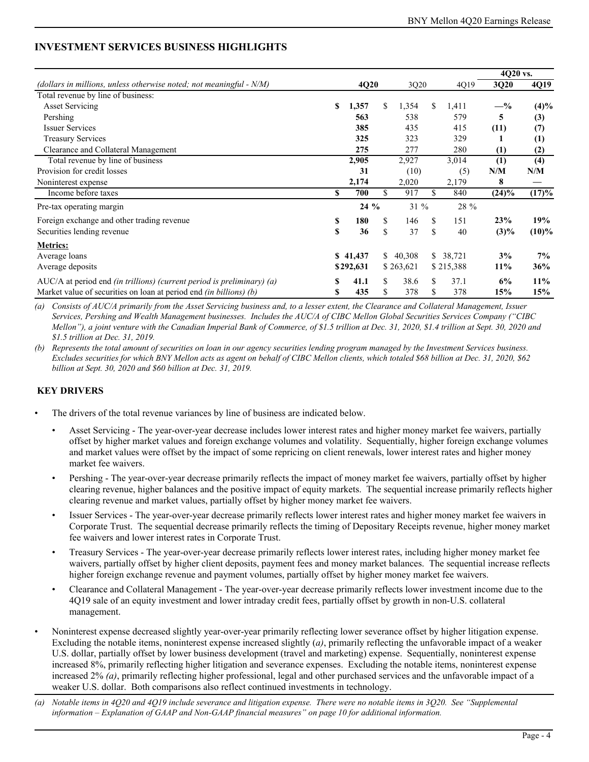## INVESTMENT SERVICES BUSINESS HIGHLIGHTS

| *(dollars in millions, unless otherwise noted; not meaningful - N/M)* | 4Q20 | 3Q20 | 4Q19 | 4Q20 vs. 3Q20 | 4Q20 vs. 4Q19 |
|---|---|---|---|---|---|
| Total revenue by line of business: | | | | | |
| Asset Servicing | **$ 1,357** | $ 1,354 | $ 1,411 | **—%** | **(4)%** |
| Pershing | **563** | 538 | 579 | **5** | **(3)** |
| Issuer Services | **385** | 435 | 415 | **(11)** | **(7)** |
| Treasury Services | **325** | 323 | 329 | **1** | **(1)** |
| Clearance and Collateral Management | **275** | 277 | 280 | **(1)** | **(2)** |
| Total revenue by line of business | **2,905** | 2,927 | 3,014 | **(1)** | **(4)** |
| Provision for credit losses | **31** | (10) | (5) | **N/M** | **N/M** |
| Noninterest expense | **2,174** | 2,020 | 2,179 | **8** | **—** |
| Income before taxes | **$ 700** | $ 917 | $ 840 | **(24)%** | **(17)%** |
| Pre-tax operating margin | **24 %** | 31 % | 28 % | | |
| Foreign exchange and other trading revenue | **$ 180** | $ 146 | $ 151 | **23%** | **19%** |
| Securities lending revenue | **$ 36** | $ 37 | $ 40 | **(3)%** | **(10)%** |
| **Metrics:** | | | | | |
| Average loans | **$ 41,437** | $ 40,308 | $ 38,721 | **3%** | **7%** |
| Average deposits | **$ 292,631** | $ 263,621 | $ 215,388 | **11%** | **36%** |
| AUC/A at period end *(in trillions) (current period is preliminary) (a)* | **$ 41.1** | $ 38.6 | $ 37.1 | **6%** | **11%** |
| Market value of securities on loan at period end *(in billions) (b)* | **$ 435** | $ 378 | $ 378 | **15%** | **15%** |

*(a) Consists of AUC/A primarily from the Asset Servicing business and, to a lesser extent, the Clearance and Collateral Management, Issuer Services, Pershing and Wealth Management businesses. Includes the AUC/A of CIBC Mellon Global Securities Services Company ("CIBC Mellon"), a joint venture with the Canadian Imperial Bank of Commerce, of $1.5 trillion at Dec. 31, 2020, $1.4 trillion at Sept. 30, 2020 and $1.5 trillion at Dec. 31, 2019.*

*(b) Represents the total amount of securities on loan in our agency securities lending program managed by the Investment Services business. Excludes securities for which BNY Mellon acts as agent on behalf of CIBC Mellon clients, which totaled $68 billion at Dec. 31, 2020, $62 billion at Sept. 30, 2020 and $60 billion at Dec. 31, 2019.*

## KEY DRIVERS

- The drivers of the total revenue variances by line of business are indicated below.
  - Asset Servicing - The year-over-year decrease includes lower interest rates and higher money market fee waivers, partially offset by higher market values and foreign exchange volumes and volatility. Sequentially, higher foreign exchange volumes and market values were offset by the impact of some repricing on client renewals, lower interest rates and higher money market fee waivers.
  - Pershing - The year-over-year decrease primarily reflects the impact of money market fee waivers, partially offset by higher clearing revenue, higher balances and the positive impact of equity markets. The sequential increase primarily reflects higher clearing revenue and market values, partially offset by higher money market fee waivers.
  - Issuer Services - The year-over-year decrease primarily reflects lower interest rates and higher money market fee waivers in Corporate Trust. The sequential decrease primarily reflects the timing of Depositary Receipts revenue, higher money market fee waivers and lower interest rates in Corporate Trust.
  - Treasury Services - The year-over-year decrease primarily reflects lower interest rates, including higher money market fee waivers, partially offset by higher client deposits, payment fees and money market balances. The sequential increase reflects higher foreign exchange revenue and payment volumes, partially offset by higher money market fee waivers.
  - Clearance and Collateral Management - The year-over-year decrease primarily reflects lower investment income due to the 4Q19 sale of an equity investment and lower intraday credit fees, partially offset by growth in non-U.S. collateral management.
- Noninterest expense decreased slightly year-over-year primarily reflecting lower severance offset by higher litigation expense. Excluding the notable items, noninterest expense increased slightly (*a*), primarily reflecting the unfavorable impact of a weaker U.S. dollar, partially offset by lower business development (travel and marketing) expense. Sequentially, noninterest expense increased 8%, primarily reflecting higher litigation and severance expenses. Excluding the notable items, noninterest expense increased 2% *(a)*, primarily reflecting higher professional, legal and other purchased services and the unfavorable impact of a weaker U.S. dollar. Both comparisons also reflect continued investments in technology.

*(a) Notable items in 4Q20 and 4Q19 include severance and litigation expense. There were no notable items in 3Q20. See "Supplemental information – Explanation of GAAP and Non-GAAP financial measures" on page 10 for additional information.*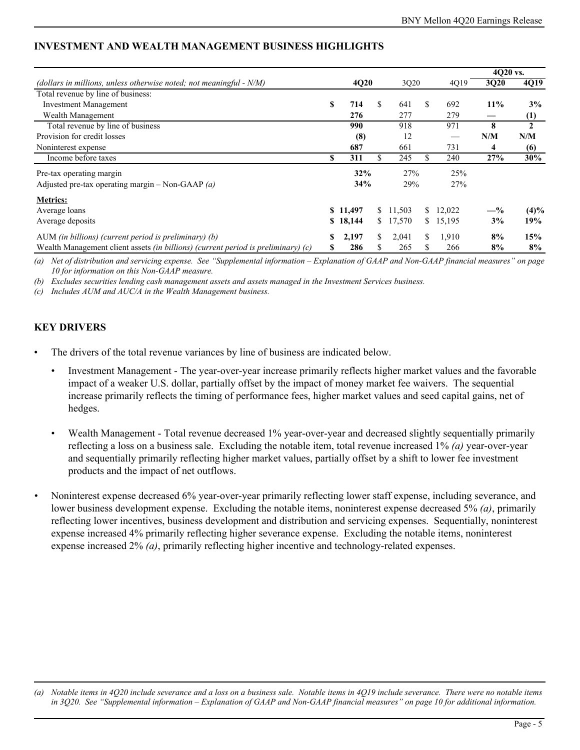## INVESTMENT AND WEALTH MANAGEMENT BUSINESS HIGHLIGHTS

| *(dollars in millions, unless otherwise noted; not meaningful - N/M)* | 4Q20 | 3Q20 | 4Q19 | 4Q20 vs. 3Q20 | 4Q20 vs. 4Q19 |
|---|---|---|---|---|---|
| Total revenue by line of business: | | | | | |
| Investment Management | **$ 714** | $ 641 | $ 692 | **11%** | **3%** |
| Wealth Management | **276** | 277 | 279 | **—** | **(1)** |
| Total revenue by line of business | **990** | 918 | 971 | **8** | **2** |
| Provision for credit losses | **(8)** | 12 | — | **N/M** | **N/M** |
| Noninterest expense | **687** | 661 | 731 | **4** | **(6)** |
| Income before taxes | **$ 311** | $ 245 | $ 240 | **27%** | **30%** |
| Pre-tax operating margin | **32%** | 27% | 25% | | |
| Adjusted pre-tax operating margin – Non-GAAP *(a)* | **34%** | 29% | 27% | | |
| **Metrics:** | | | | | |
| Average loans | **$ 11,497** | $ 11,503 | $ 12,022 | **—%** | **(4)%** |
| Average deposits | **$ 18,144** | $ 17,570 | $ 15,195 | **3%** | **19%** |
| AUM *(in billions) (current period is preliminary) (b)* | **$ 2,197** | $ 2,041 | $ 1,910 | **8%** | **15%** |
| Wealth Management client assets *(in billions) (current period is preliminary) (c)* | **$ 286** | $ 265 | $ 266 | **8%** | **8%** |

*(a) Net of distribution and servicing expense. See "Supplemental information – Explanation of GAAP and Non-GAAP financial measures" on page 10 for information on this Non-GAAP measure.*

*(b) Excludes securities lending cash management assets and assets managed in the Investment Services business.*

*(c) Includes AUM and AUC/A in the Wealth Management business.*

## KEY DRIVERS

- The drivers of the total revenue variances by line of business are indicated below.
  - Investment Management - The year-over-year increase primarily reflects higher market values and the favorable impact of a weaker U.S. dollar, partially offset by the impact of money market fee waivers. The sequential increase primarily reflects the timing of performance fees, higher market values and seed capital gains, net of hedges.
  - Wealth Management - Total revenue decreased 1% year-over-year and decreased slightly sequentially primarily reflecting a loss on a business sale. Excluding the notable item, total revenue increased 1% *(a)* year-over-year and sequentially primarily reflecting higher market values, partially offset by a shift to lower fee investment products and the impact of net outflows.
- Noninterest expense decreased 6% year-over-year primarily reflecting lower staff expense, including severance, and lower business development expense. Excluding the notable items, noninterest expense decreased 5% *(a)*, primarily reflecting lower incentives, business development and distribution and servicing expenses. Sequentially, noninterest expense increased 4% primarily reflecting higher severance expense. Excluding the notable items, noninterest expense increased 2% *(a)*, primarily reflecting higher incentive and technology-related expenses.

*(a) Notable items in 4Q20 include severance and a loss on a business sale. Notable items in 4Q19 include severance. There were no notable items in 3Q20. See "Supplemental information – Explanation of GAAP and Non-GAAP financial measures" on page 10 for additional information.*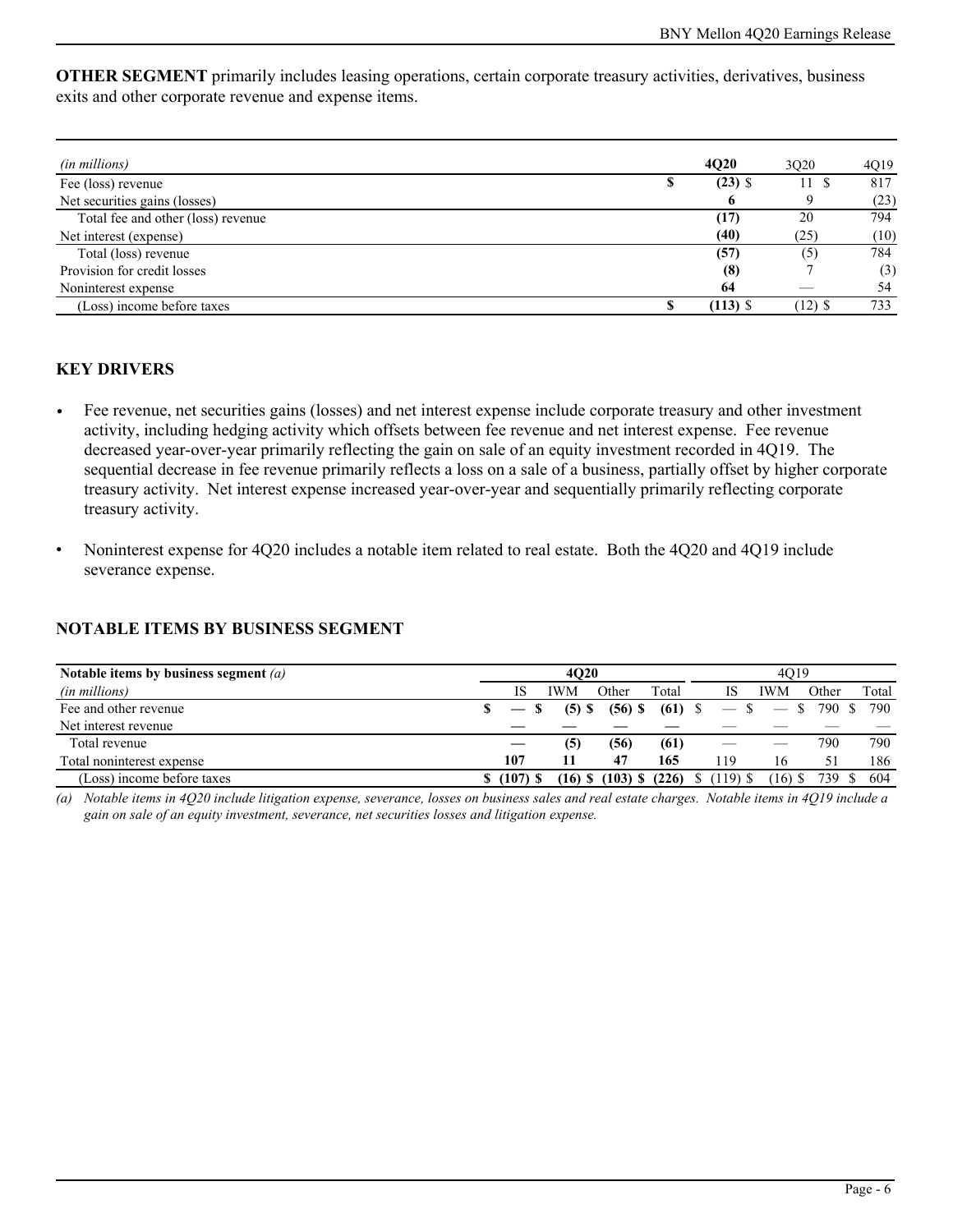**OTHER SEGMENT** primarily includes leasing operations, certain corporate treasury activities, derivatives, business exits and other corporate revenue and expense items.

| *(in millions)* | **4Q20** | 3Q20 | 4Q19 |
|---|---|---|---|
| Fee (loss) revenue | **$ (23)** | $ 11 | $ 817 |
| Net securities gains (losses) | **6** | 9 | (23) |
| Total fee and other (loss) revenue | **(17)** | 20 | 794 |
| Net interest (expense) | **(40)** | (25) | (10) |
| Total (loss) revenue | **(57)** | (5) | 784 |
| Provision for credit losses | **(8)** | 7 | (3) |
| Noninterest expense | **64** | — | 54 |
| (Loss) income before taxes | **$ (113)** | $ (12) | $ 733 |

## KEY DRIVERS

- Fee revenue, net securities gains (losses) and net interest expense include corporate treasury and other investment activity, including hedging activity which offsets between fee revenue and net interest expense. Fee revenue decreased year-over-year primarily reflecting the gain on sale of an equity investment recorded in 4Q19. The sequential decrease in fee revenue primarily reflects a loss on a sale of a business, partially offset by higher corporate treasury activity. Net interest expense increased year-over-year and sequentially primarily reflecting corporate treasury activity.
- Noninterest expense for 4Q20 includes a notable item related to real estate. Both the 4Q20 and 4Q19 include severance expense.

## NOTABLE ITEMS BY BUSINESS SEGMENT

| **Notable items by business segment** *(a)* | **4Q20** | | | | 4Q19 | | | |
|---|---|---|---|---|---|---|---|---|
| *(in millions)* | IS | IWM | Other | Total | IS | IWM | Other | Total |
| Fee and other revenue | **$ —** | **$ (5)** | **$ (56)** | **$ (61)** | $ — | $ — | $ 790 | $ 790 |
| Net interest revenue | **—** | **—** | **—** | **—** | — | — | — | — |
| Total revenue | **—** | **(5)** | **(56)** | **(61)** | — | — | 790 | 790 |
| Total noninterest expense | **107** | **11** | **47** | **165** | 119 | 16 | 51 | 186 |
| (Loss) income before taxes | **$ (107)** | **$ (16)** | **$ (103)** | **$ (226)** | $ (119) | $ (16) | $ 739 | $ 604 |

*(a) Notable items in 4Q20 include litigation expense, severance, losses on business sales and real estate charges. Notable items in 4Q19 include a gain on sale of an equity investment, severance, net securities losses and litigation expense.*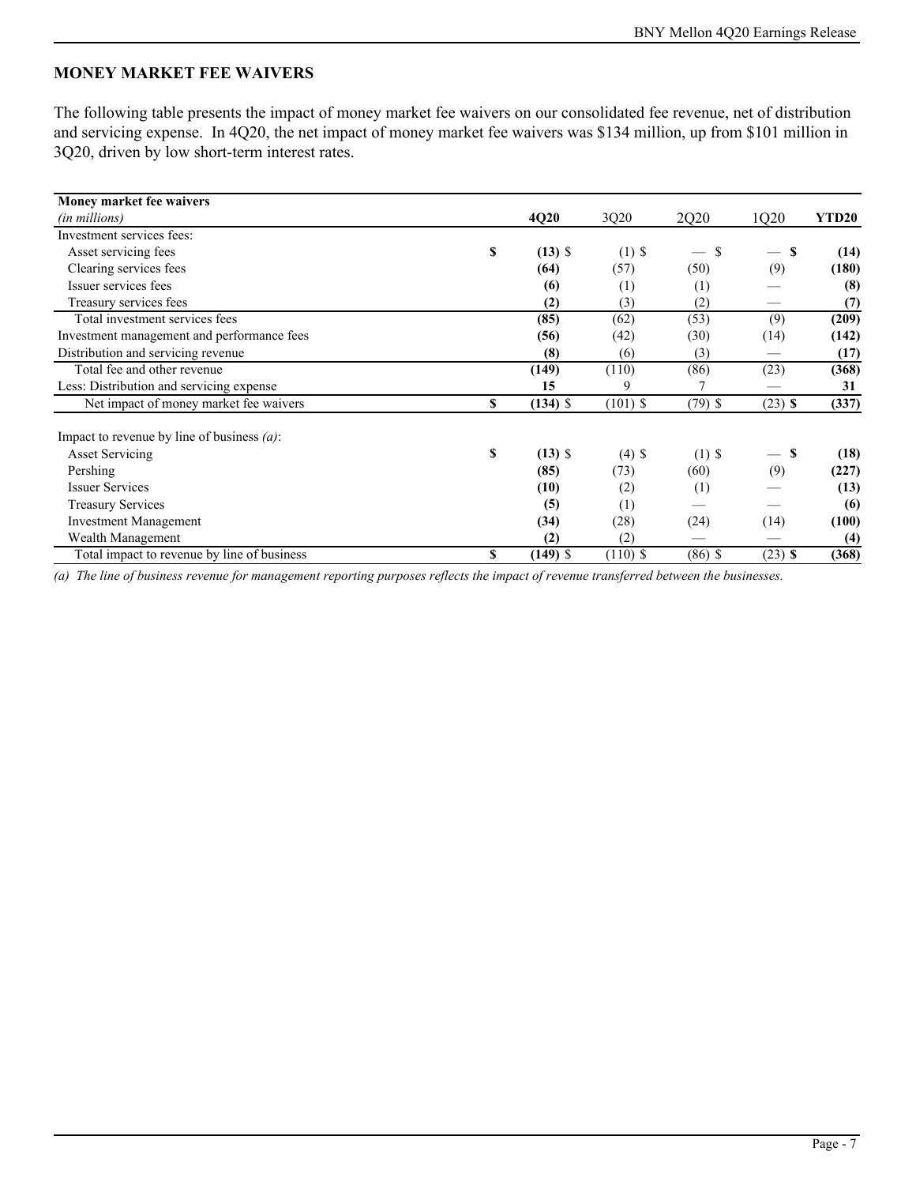## MONEY MARKET FEE WAIVERS

The following table presents the impact of money market fee waivers on our consolidated fee revenue, net of distribution and servicing expense. In 4Q20, the net impact of money market fee waivers was $134 million, up from $101 million in 3Q20, driven by low short-term interest rates.

| **Money market fee waivers** *(in millions)* | **4Q20** | 3Q20 | 2Q20 | 1Q20 | **YTD20** |
|---|---|---|---|---|---|
| Investment services fees: | | | | | |
| Asset servicing fees | **$ (13)** | $ (1) | $ — | $ — | **$ (14)** |
| Clearing services fees | **(64)** | (57) | (50) | (9) | **(180)** |
| Issuer services fees | **(6)** | (1) | (1) | — | **(8)** |
| Treasury services fees | **(2)** | (3) | (2) | — | **(7)** |
| Total investment services fees | **(85)** | (62) | (53) | (9) | **(209)** |
| Investment management and performance fees | **(56)** | (42) | (30) | (14) | **(142)** |
| Distribution and servicing revenue | **(8)** | (6) | (3) | — | **(17)** |
| Total fee and other revenue | **(149)** | (110) | (86) | (23) | **(368)** |
| Less: Distribution and servicing expense | **15** | 9 | 7 | — | **31** |
| Net impact of money market fee waivers | **$ (134)** | $ (101) | $ (79) | $ (23) | **$ (337)** |
| | | | | | |
| Impact to revenue by line of business *(a)*: | | | | | |
| Asset Servicing | **$ (13)** | $ (4) | $ (1) | $ — | **$ (18)** |
| Pershing | **(85)** | (73) | (60) | (9) | **(227)** |
| Issuer Services | **(10)** | (2) | (1) | — | **(13)** |
| Treasury Services | **(5)** | (1) | — | — | **(6)** |
| Investment Management | **(34)** | (28) | (24) | (14) | **(100)** |
| Wealth Management | **(2)** | (2) | — | — | **(4)** |
| Total impact to revenue by line of business | **$ (149)** | $ (110) | $ (86) | $ (23) | **$ (368)** |

*(a) The line of business revenue for management reporting purposes reflects the impact of revenue transferred between the businesses.*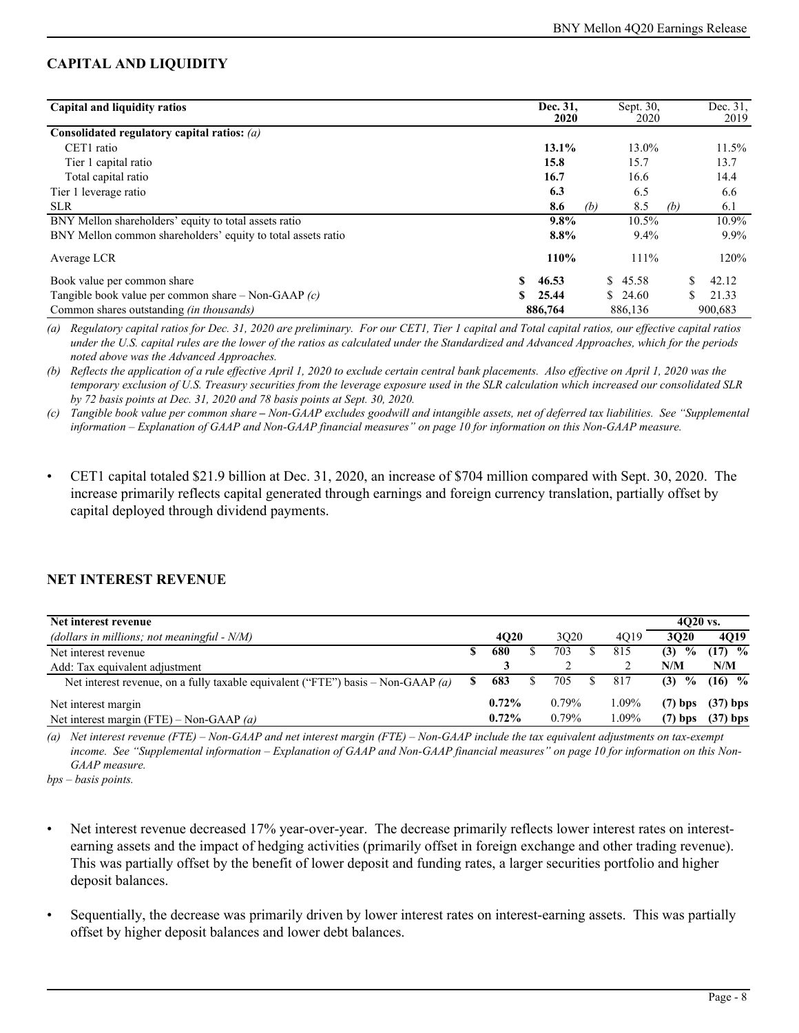## CAPITAL AND LIQUIDITY

| Capital and liquidity ratios | Dec. 31, 2020 | Sept. 30, 2020 | Dec. 31, 2019 |
|---|---|---|---|
| **Consolidated regulatory capital ratios:** *(a)* | | | |
| CET1 ratio | **13.1%** | 13.0% | 11.5% |
| Tier 1 capital ratio | **15.8** | 15.7 | 13.7 |
| Total capital ratio | **16.7** | 16.6 | 14.4 |
| Tier 1 leverage ratio | **6.3** | 6.5 | 6.6 |
| SLR | **8.6** *(b)* | 8.5 *(b)* | 6.1 |
| BNY Mellon shareholders' equity to total assets ratio | **9.8%** | 10.5% | 10.9% |
| BNY Mellon common shareholders' equity to total assets ratio | **8.8%** | 9.4% | 9.9% |
| Average LCR | **110%** | 111% | 120% |
| Book value per common share | **$ 46.53** | $ 45.58 | $ 42.12 |
| Tangible book value per common share – Non-GAAP *(c)* | **$ 25.44** | $ 24.60 | $ 21.33 |
| Common shares outstanding *(in thousands)* | **886,764** | 886,136 | 900,683 |

*(a) Regulatory capital ratios for Dec. 31, 2020 are preliminary. For our CET1, Tier 1 capital and Total capital ratios, our effective capital ratios under the U.S. capital rules are the lower of the ratios as calculated under the Standardized and Advanced Approaches, which for the periods noted above was the Advanced Approaches.*

*(b) Reflects the application of a rule effective April 1, 2020 to exclude certain central bank placements. Also effective on April 1, 2020 was the temporary exclusion of U.S. Treasury securities from the leverage exposure used in the SLR calculation which increased our consolidated SLR by 72 basis points at Dec. 31, 2020 and 78 basis points at Sept. 30, 2020.*

*(c) Tangible book value per common share – Non-GAAP excludes goodwill and intangible assets, net of deferred tax liabilities. See "Supplemental information – Explanation of GAAP and Non-GAAP financial measures" on page 10 for information on this Non-GAAP measure.*

- CET1 capital totaled $21.9 billion at Dec. 31, 2020, an increase of $704 million compared with Sept. 30, 2020. The increase primarily reflects capital generated through earnings and foreign currency translation, partially offset by capital deployed through dividend payments.

## NET INTEREST REVENUE

| Net interest revenue *(dollars in millions; not meaningful - N/M)* | 4Q20 | 3Q20 | 4Q19 | 4Q20 vs. 3Q20 | 4Q20 vs. 4Q19 |
|---|---|---|---|---|---|
| Net interest revenue | **$ 680** | $ 703 | $ 815 | **(3) %** | **(17) %** |
| Add: Tax equivalent adjustment | **3** | 2 | 2 | **N/M** | **N/M** |
| Net interest revenue, on a fully taxable equivalent ("FTE") basis – Non-GAAP *(a)* | **$ 683** | $ 705 | $ 817 | **(3) %** | **(16) %** |
| Net interest margin | **0.72%** | 0.79% | 1.09% | **(7) bps** | **(37) bps** |
| Net interest margin (FTE) – Non-GAAP *(a)* | **0.72%** | 0.79% | 1.09% | **(7) bps** | **(37) bps** |

*(a) Net interest revenue (FTE) – Non-GAAP and net interest margin (FTE) – Non-GAAP include the tax equivalent adjustments on tax-exempt income. See "Supplemental information – Explanation of GAAP and Non-GAAP financial measures" on page 10 for information on this Non-GAAP measure.*

*bps – basis points.*

- Net interest revenue decreased 17% year-over-year. The decrease primarily reflects lower interest rates on interest-earning assets and the impact of hedging activities (primarily offset in foreign exchange and other trading revenue). This was partially offset by the benefit of lower deposit and funding rates, a larger securities portfolio and higher deposit balances.

- Sequentially, the decrease was primarily driven by lower interest rates on interest-earning assets. This was partially offset by higher deposit balances and lower debt balances.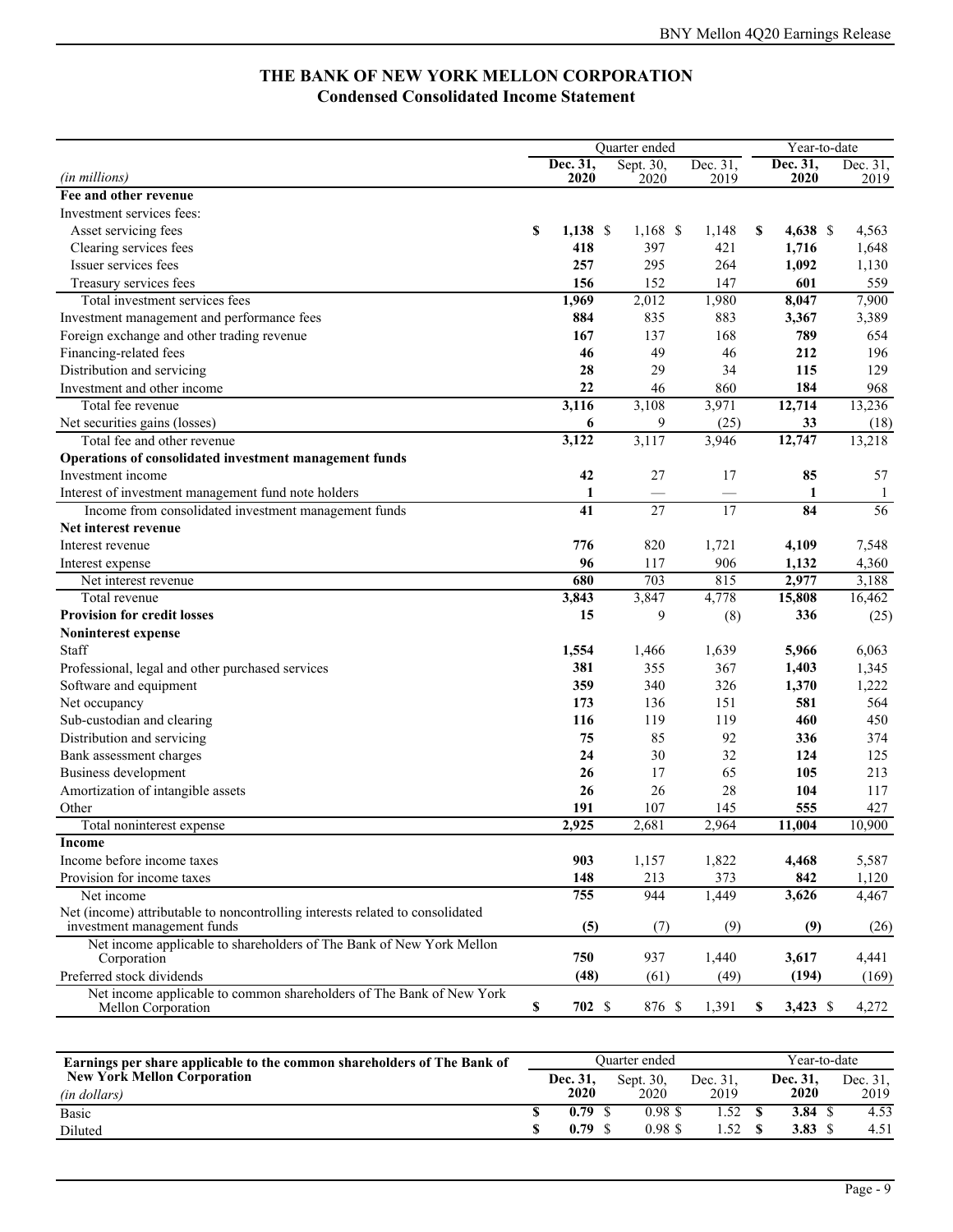# THE BANK OF NEW YORK MELLON CORPORATION
## Condensed Consolidated Income Statement

| (in millions) | Quarter ended Dec. 31, 2020 | Quarter ended Sept. 30, 2020 | Quarter ended Dec. 31, 2019 | Year-to-date Dec. 31, 2020 | Year-to-date Dec. 31, 2019 |
|---|---|---|---|---|---|
| **Fee and other revenue** | | | | | |
| Investment services fees: | | | | | |
| Asset servicing fees | **$ 1,138** | $ 1,168 | $ 1,148 | **$ 4,638** | $ 4,563 |
| Clearing services fees | **418** | 397 | 421 | **1,716** | 1,648 |
| Issuer services fees | **257** | 295 | 264 | **1,092** | 1,130 |
| Treasury services fees | **156** | 152 | 147 | **601** | 559 |
| Total investment services fees | **1,969** | 2,012 | 1,980 | **8,047** | 7,900 |
| Investment management and performance fees | **884** | 835 | 883 | **3,367** | 3,389 |
| Foreign exchange and other trading revenue | **167** | 137 | 168 | **789** | 654 |
| Financing-related fees | **46** | 49 | 46 | **212** | 196 |
| Distribution and servicing | **28** | 29 | 34 | **115** | 129 |
| Investment and other income | **22** | 46 | 860 | **184** | 968 |
| Total fee revenue | **3,116** | 3,108 | 3,971 | **12,714** | 13,236 |
| Net securities gains (losses) | **6** | 9 | (25) | **33** | (18) |
| Total fee and other revenue | **3,122** | 3,117 | 3,946 | **12,747** | 13,218 |
| **Operations of consolidated investment management funds** | | | | | |
| Investment income | **42** | 27 | 17 | **85** | 57 |
| Interest of investment management fund note holders | **1** | — | — | **1** | 1 |
| Income from consolidated investment management funds | **41** | 27 | 17 | **84** | 56 |
| **Net interest revenue** | | | | | |
| Interest revenue | **776** | 820 | 1,721 | **4,109** | 7,548 |
| Interest expense | **96** | 117 | 906 | **1,132** | 4,360 |
| Net interest revenue | **680** | 703 | 815 | **2,977** | 3,188 |
| Total revenue | **3,843** | 3,847 | 4,778 | **15,808** | 16,462 |
| **Provision for credit losses** | **15** | 9 | (8) | **336** | (25) |
| **Noninterest expense** | | | | | |
| Staff | **1,554** | 1,466 | 1,639 | **5,966** | 6,063 |
| Professional, legal and other purchased services | **381** | 355 | 367 | **1,403** | 1,345 |
| Software and equipment | **359** | 340 | 326 | **1,370** | 1,222 |
| Net occupancy | **173** | 136 | 151 | **581** | 564 |
| Sub-custodian and clearing | **116** | 119 | 119 | **460** | 450 |
| Distribution and servicing | **75** | 85 | 92 | **336** | 374 |
| Bank assessment charges | **24** | 30 | 32 | **124** | 125 |
| Business development | **26** | 17 | 65 | **105** | 213 |
| Amortization of intangible assets | **26** | 26 | 28 | **104** | 117 |
| Other | **191** | 107 | 145 | **555** | 427 |
| Total noninterest expense | **2,925** | 2,681 | 2,964 | **11,004** | 10,900 |
| **Income** | | | | | |
| Income before income taxes | **903** | 1,157 | 1,822 | **4,468** | 5,587 |
| Provision for income taxes | **148** | 213 | 373 | **842** | 1,120 |
| Net income | **755** | 944 | 1,449 | **3,626** | 4,467 |
| Net (income) attributable to noncontrolling interests related to consolidated investment management funds | **(5)** | (7) | (9) | **(9)** | (26) |
| Net income applicable to shareholders of The Bank of New York Mellon Corporation | **750** | 937 | 1,440 | **3,617** | 4,441 |
| Preferred stock dividends | **(48)** | (61) | (49) | **(194)** | (169) |
| Net income applicable to common shareholders of The Bank of New York Mellon Corporation | **$ 702** | $ 876 | $ 1,391 | **$ 3,423** | $ 4,272 |

| Earnings per share applicable to the common shareholders of The Bank of New York Mellon Corporation (in dollars) | Quarter ended Dec. 31, 2020 | Quarter ended Sept. 30, 2020 | Quarter ended Dec. 31, 2019 | Year-to-date Dec. 31, 2020 | Year-to-date Dec. 31, 2019 |
|---|---|---|---|---|---|
| Basic | **$ 0.79** | $ 0.98 | $ 1.52 | **$ 3.84** | $ 4.53 |
| Diluted | **$ 0.79** | $ 0.98 | $ 1.52 | **$ 3.83** | $ 4.51 |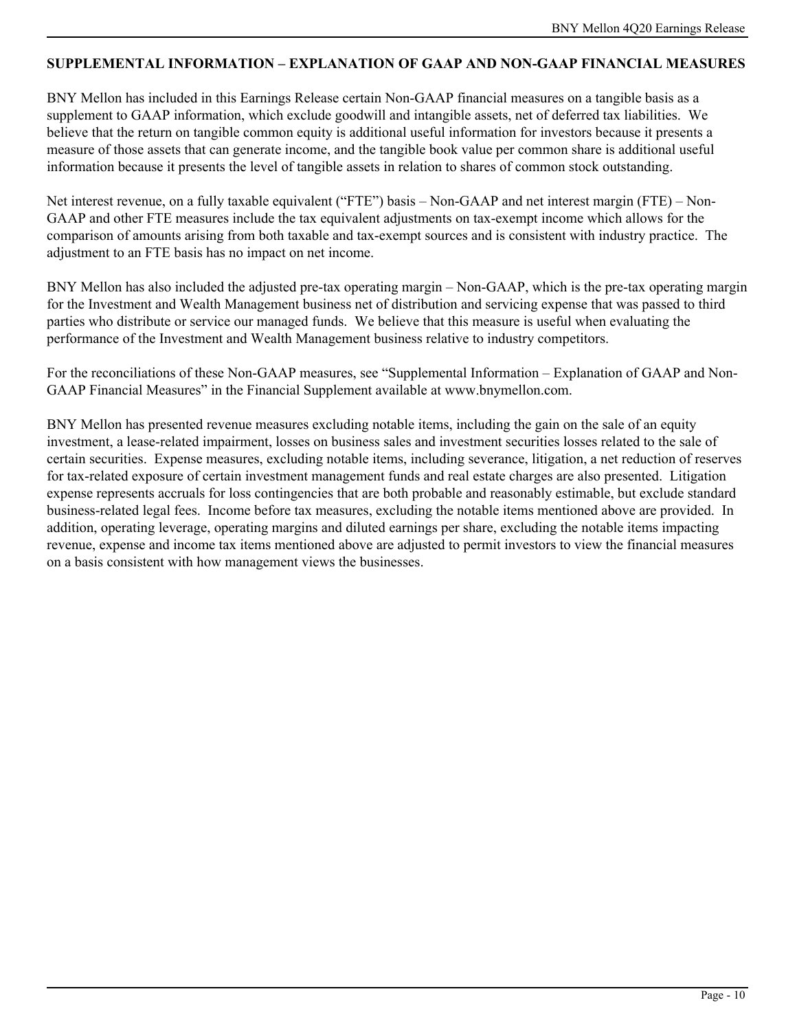## SUPPLEMENTAL INFORMATION – EXPLANATION OF GAAP AND NON-GAAP FINANCIAL MEASURES

BNY Mellon has included in this Earnings Release certain Non-GAAP financial measures on a tangible basis as a supplement to GAAP information, which exclude goodwill and intangible assets, net of deferred tax liabilities. We believe that the return on tangible common equity is additional useful information for investors because it presents a measure of those assets that can generate income, and the tangible book value per common share is additional useful information because it presents the level of tangible assets in relation to shares of common stock outstanding.

Net interest revenue, on a fully taxable equivalent ("FTE") basis – Non-GAAP and net interest margin (FTE) – Non-GAAP and other FTE measures include the tax equivalent adjustments on tax-exempt income which allows for the comparison of amounts arising from both taxable and tax-exempt sources and is consistent with industry practice. The adjustment to an FTE basis has no impact on net income.

BNY Mellon has also included the adjusted pre-tax operating margin – Non-GAAP, which is the pre-tax operating margin for the Investment and Wealth Management business net of distribution and servicing expense that was passed to third parties who distribute or service our managed funds. We believe that this measure is useful when evaluating the performance of the Investment and Wealth Management business relative to industry competitors.

For the reconciliations of these Non-GAAP measures, see "Supplemental Information – Explanation of GAAP and Non-GAAP Financial Measures" in the Financial Supplement available at www.bnymellon.com.

BNY Mellon has presented revenue measures excluding notable items, including the gain on the sale of an equity investment, a lease-related impairment, losses on business sales and investment securities losses related to the sale of certain securities. Expense measures, excluding notable items, including severance, litigation, a net reduction of reserves for tax-related exposure of certain investment management funds and real estate charges are also presented. Litigation expense represents accruals for loss contingencies that are both probable and reasonably estimable, but exclude standard business-related legal fees. Income before tax measures, excluding the notable items mentioned above are provided. In addition, operating leverage, operating margins and diluted earnings per share, excluding the notable items impacting revenue, expense and income tax items mentioned above are adjusted to permit investors to view the financial measures on a basis consistent with how management views the businesses.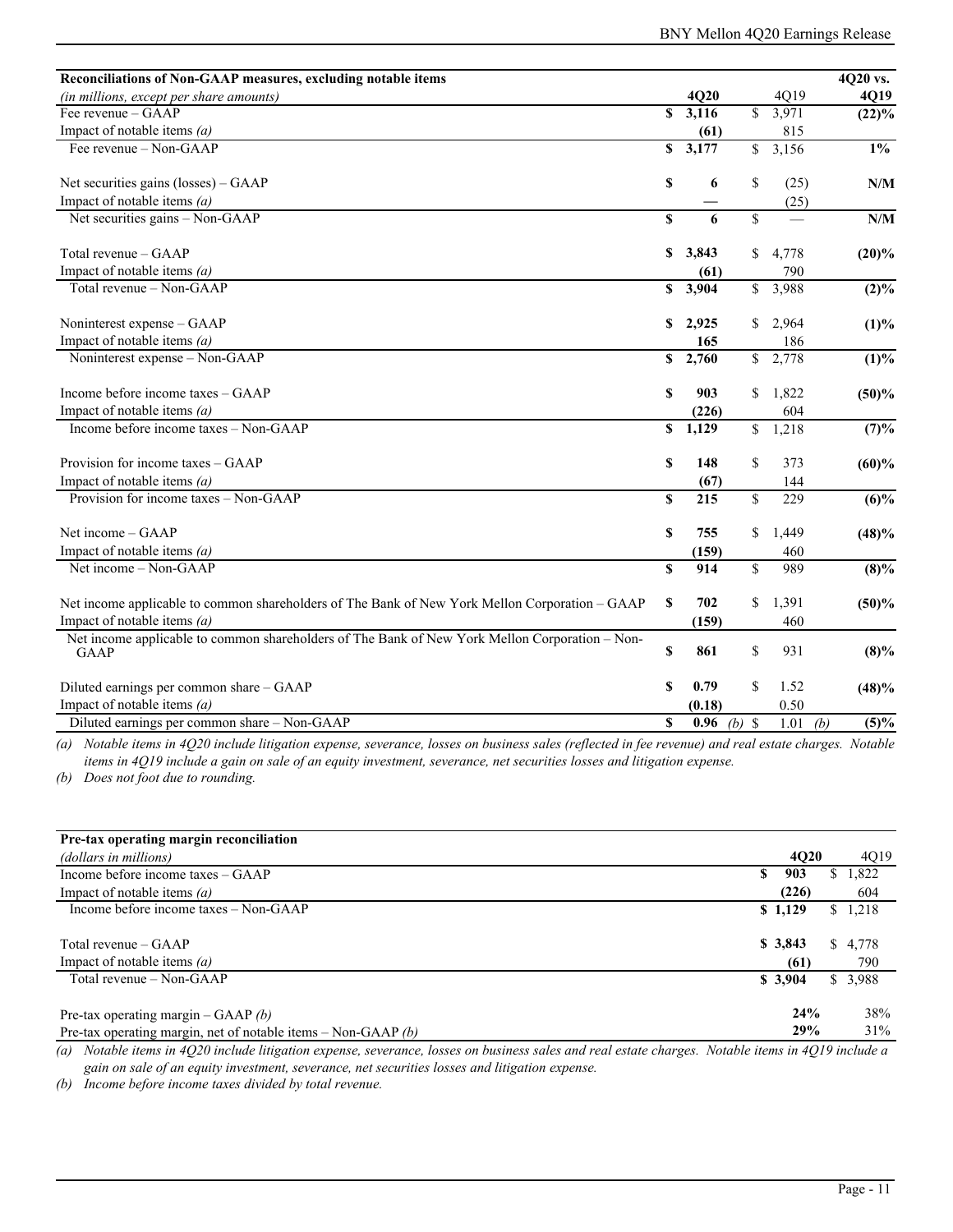| Reconciliations of Non-GAAP measures, excluding notable items | | | 4Q20 vs. |
|---|---|---|---|
| *(in millions, except per share amounts)* | **4Q20** | 4Q19 | **4Q19** |
| Fee revenue – GAAP | **$ 3,116** | $ 3,971 | **(22)%** |
| Impact of notable items *(a)* | **(61)** | 815 | |
| Fee revenue – Non-GAAP | **$ 3,177** | $ 3,156 | **1%** |
| | | | |
| Net securities gains (losses) – GAAP | **$ 6** | $ (25) | **N/M** |
| Impact of notable items *(a)* | **—** | (25) | |
| Net securities gains – Non-GAAP | **$ 6** | $ — | **N/M** |
| | | | |
| Total revenue – GAAP | **$ 3,843** | $ 4,778 | **(20)%** |
| Impact of notable items *(a)* | **(61)** | 790 | |
| Total revenue – Non-GAAP | **$ 3,904** | $ 3,988 | **(2)%** |
| | | | |
| Noninterest expense – GAAP | **$ 2,925** | $ 2,964 | **(1)%** |
| Impact of notable items *(a)* | **165** | 186 | |
| Noninterest expense – Non-GAAP | **$ 2,760** | $ 2,778 | **(1)%** |
| | | | |
| Income before income taxes – GAAP | **$ 903** | $ 1,822 | **(50)%** |
| Impact of notable items *(a)* | **(226)** | 604 | |
| Income before income taxes – Non-GAAP | **$ 1,129** | $ 1,218 | **(7)%** |
| | | | |
| Provision for income taxes – GAAP | **$ 148** | $ 373 | **(60)%** |
| Impact of notable items *(a)* | **(67)** | 144 | |
| Provision for income taxes – Non-GAAP | **$ 215** | $ 229 | **(6)%** |
| | | | |
| Net income – GAAP | **$ 755** | $ 1,449 | **(48)%** |
| Impact of notable items *(a)* | **(159)** | 460 | |
| Net income – Non-GAAP | **$ 914** | $ 989 | **(8)%** |
| | | | |
| Net income applicable to common shareholders of The Bank of New York Mellon Corporation – GAAP | **$ 702** | $ 1,391 | **(50)%** |
| Impact of notable items *(a)* | **(159)** | 460 | |
| Net income applicable to common shareholders of The Bank of New York Mellon Corporation – Non-GAAP | **$ 861** | $ 931 | **(8)%** |
| | | | |
| Diluted earnings per common share – GAAP | **$ 0.79** | $ 1.52 | **(48)%** |
| Impact of notable items *(a)* | **(0.18)** | 0.50 | |
| Diluted earnings per common share – Non-GAAP | **$ 0.96** *(b)* | $ 1.01 *(b)* | **(5)%** |

*(a) Notable items in 4Q20 include litigation expense, severance, losses on business sales (reflected in fee revenue) and real estate charges. Notable items in 4Q19 include a gain on sale of an equity investment, severance, net securities losses and litigation expense.*

*(b) Does not foot due to rounding.*

| Pre-tax operating margin reconciliation | | |
|---|---|---|
| *(dollars in millions)* | **4Q20** | 4Q19 |
| Income before income taxes – GAAP | **$ 903** | $ 1,822 |
| Impact of notable items *(a)* | **(226)** | 604 |
| Income before income taxes – Non-GAAP | **$ 1,129** | $ 1,218 |
| | | |
| Total revenue – GAAP | **$ 3,843** | $ 4,778 |
| Impact of notable items *(a)* | **(61)** | 790 |
| Total revenue – Non-GAAP | **$ 3,904** | $ 3,988 |
| | | |
| Pre-tax operating margin – GAAP *(b)* | **24%** | 38% |
| Pre-tax operating margin, net of notable items – Non-GAAP *(b)* | **29%** | 31% |

*(a) Notable items in 4Q20 include litigation expense, severance, losses on business sales and real estate charges. Notable items in 4Q19 include a gain on sale of an equity investment, severance, net securities losses and litigation expense.*

*(b) Income before income taxes divided by total revenue.*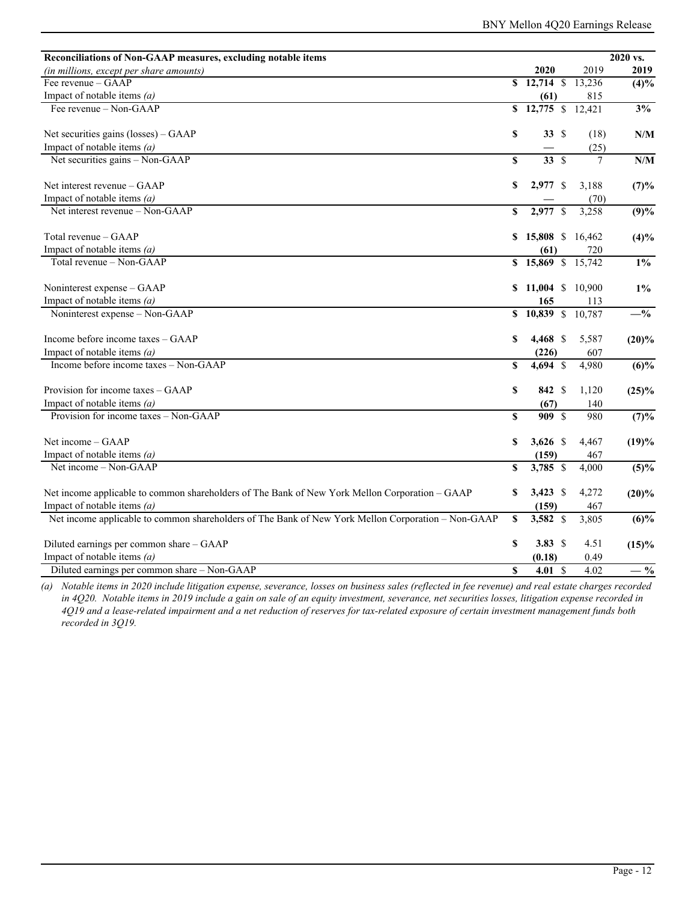| Reconciliations of Non-GAAP measures, excluding notable items | | | 2020 vs. |
|---|---|---|---|
| *(in millions, except per share amounts)* | **2020** | 2019 | **2019** |
| Fee revenue – GAAP | **$ 12,714** | $ 13,236 | **(4)%** |
| Impact of notable items *(a)* | **(61)** | 815 | |
| Fee revenue – Non-GAAP | **$ 12,775** | $ 12,421 | **3%** |
| | | | |
| Net securities gains (losses) – GAAP | **$ 33** | $ (18) | **N/M** |
| Impact of notable items *(a)* | **—** | (25) | |
| Net securities gains – Non-GAAP | **$ 33** | $ 7 | **N/M** |
| | | | |
| Net interest revenue – GAAP | **$ 2,977** | $ 3,188 | **(7)%** |
| Impact of notable items *(a)* | **—** | (70) | |
| Net interest revenue – Non-GAAP | **$ 2,977** | $ 3,258 | **(9)%** |
| | | | |
| Total revenue – GAAP | **$ 15,808** | $ 16,462 | **(4)%** |
| Impact of notable items *(a)* | **(61)** | 720 | |
| Total revenue – Non-GAAP | **$ 15,869** | $ 15,742 | **1%** |
| | | | |
| Noninterest expense – GAAP | **$ 11,004** | $ 10,900 | **1%** |
| Impact of notable items *(a)* | **165** | 113 | |
| Noninterest expense – Non-GAAP | **$ 10,839** | $ 10,787 | **—%** |
| | | | |
| Income before income taxes – GAAP | **$ 4,468** | $ 5,587 | **(20)%** |
| Impact of notable items *(a)* | **(226)** | 607 | |
| Income before income taxes – Non-GAAP | **$ 4,694** | $ 4,980 | **(6)%** |
| | | | |
| Provision for income taxes – GAAP | **$ 842** | $ 1,120 | **(25)%** |
| Impact of notable items *(a)* | **(67)** | 140 | |
| Provision for income taxes – Non-GAAP | **$ 909** | $ 980 | **(7)%** |
| | | | |
| Net income – GAAP | **$ 3,626** | $ 4,467 | **(19)%** |
| Impact of notable items *(a)* | **(159)** | 467 | |
| Net income – Non-GAAP | **$ 3,785** | $ 4,000 | **(5)%** |
| | | | |
| Net income applicable to common shareholders of The Bank of New York Mellon Corporation – GAAP | **$ 3,423** | $ 4,272 | **(20)%** |
| Impact of notable items *(a)* | **(159)** | 467 | |
| Net income applicable to common shareholders of The Bank of New York Mellon Corporation – Non-GAAP | **$ 3,582** | $ 3,805 | **(6)%** |
| | | | |
| Diluted earnings per common share – GAAP | **$ 3.83** | $ 4.51 | **(15)%** |
| Impact of notable items *(a)* | **(0.18)** | 0.49 | |
| Diluted earnings per common share – Non-GAAP | **$ 4.01** | $ 4.02 | **— %** |

*(a) Notable items in 2020 include litigation expense, severance, losses on business sales (reflected in fee revenue) and real estate charges recorded in 4Q20. Notable items in 2019 include a gain on sale of an equity investment, severance, net securities losses, litigation expense recorded in 4Q19 and a lease-related impairment and a net reduction of reserves for tax-related exposure of certain investment management funds both recorded in 3Q19.*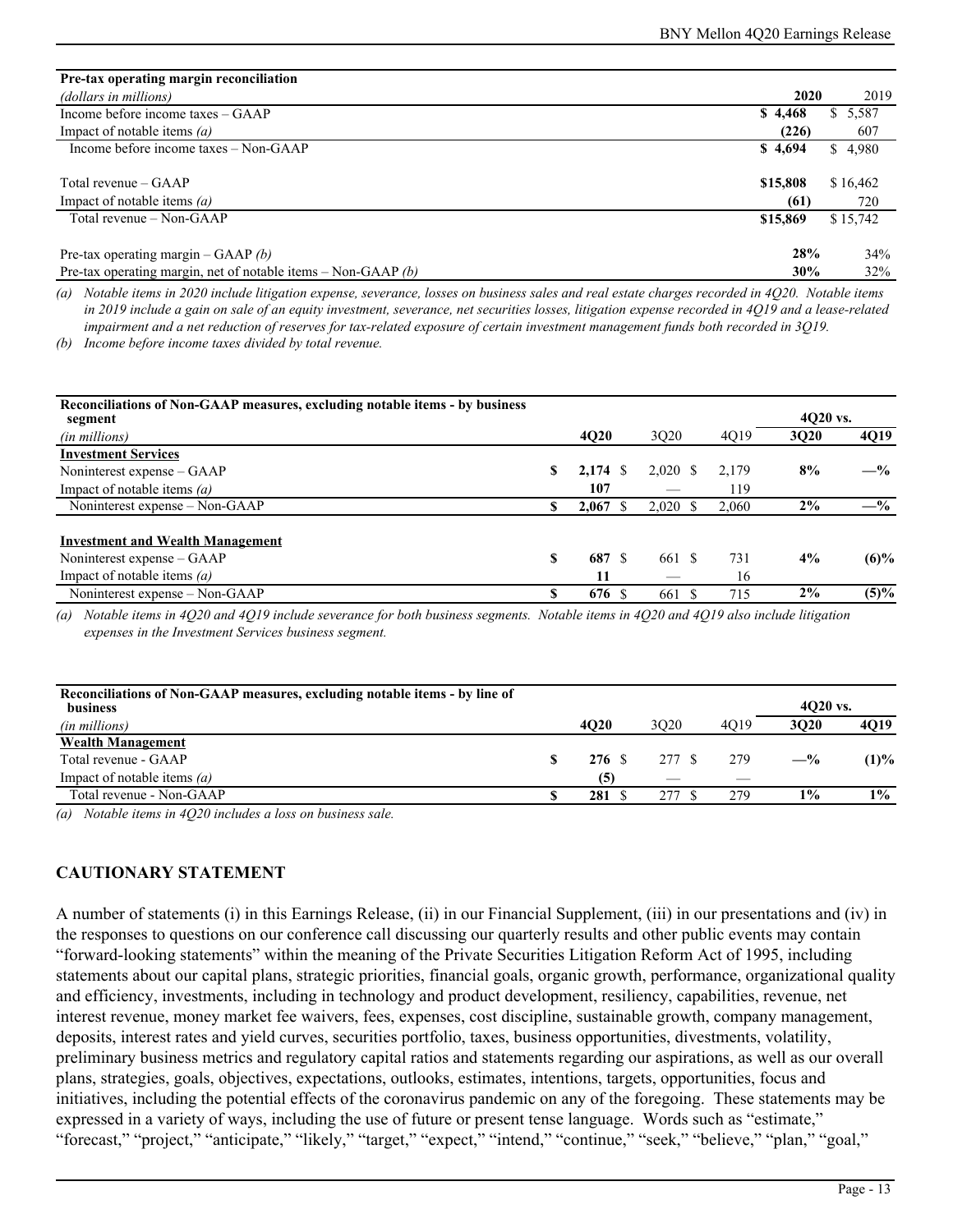| **Pre-tax operating margin reconciliation** | | |
|---|---|---|
| *(dollars in millions)* | **2020** | 2019 |
| Income before income taxes – GAAP | **$ 4,468** | $ 5,587 |
| Impact of notable items *(a)* | **(226)** | 607 |
| Income before income taxes – Non-GAAP | **$ 4,694** | $ 4,980 |
| | | |
| Total revenue – GAAP | **$15,808** | $ 16,462 |
| Impact of notable items *(a)* | **(61)** | 720 |
| Total revenue – Non-GAAP | **$15,869** | $ 15,742 |
| | | |
| Pre-tax operating margin – GAAP *(b)* | **28%** | 34% |
| Pre-tax operating margin, net of notable items – Non-GAAP *(b)* | **30%** | 32% |

*(a) Notable items in 2020 include litigation expense, severance, losses on business sales and real estate charges recorded in 4Q20. Notable items in 2019 include a gain on sale of an equity investment, severance, net securities losses, litigation expense recorded in 4Q19 and a lease-related impairment and a net reduction of reserves for tax-related exposure of certain investment management funds both recorded in 3Q19.*

*(b) Income before income taxes divided by total revenue.*

| **Reconciliations of Non-GAAP measures, excluding notable items - by business segment** | | | | 4Q20 vs. | |
|---|---|---|---|---|---|
| *(in millions)* | **4Q20** | 3Q20 | 4Q19 | **3Q20** | **4Q19** |
| **Investment Services** | | | | | |
| Noninterest expense – GAAP | **$ 2,174** | $ 2,020 | $ 2,179 | **8%** | **—%** |
| Impact of notable items *(a)* | **107** | — | 119 | | |
| Noninterest expense – Non-GAAP | **$ 2,067** | $ 2,020 | $ 2,060 | **2%** | **—%** |
| | | | | | |
| **Investment and Wealth Management** | | | | | |
| Noninterest expense – GAAP | **$ 687** | $ 661 | $ 731 | **4%** | **(6)%** |
| Impact of notable items *(a)* | **11** | — | 16 | | |
| Noninterest expense – Non-GAAP | **$ 676** | $ 661 | $ 715 | **2%** | **(5)%** |

*(a) Notable items in 4Q20 and 4Q19 include severance for both business segments. Notable items in 4Q20 and 4Q19 also include litigation expenses in the Investment Services business segment.*

| **Reconciliations of Non-GAAP measures, excluding notable items - by line of business** | | | | 4Q20 vs. | |
|---|---|---|---|---|---|
| *(in millions)* | **4Q20** | 3Q20 | 4Q19 | **3Q20** | **4Q19** |
| **Wealth Management** | | | | | |
| Total revenue - GAAP | **$ 276** | $ 277 | $ 279 | **—%** | **(1)%** |
| Impact of notable items *(a)* | **(5)** | — | — | | |
| Total revenue - Non-GAAP | **$ 281** | $ 277 | $ 279 | **1%** | **1%** |

*(a) Notable items in 4Q20 includes a loss on business sale.*

## CAUTIONARY STATEMENT

A number of statements (i) in this Earnings Release, (ii) in our Financial Supplement, (iii) in our presentations and (iv) in the responses to questions on our conference call discussing our quarterly results and other public events may contain "forward-looking statements" within the meaning of the Private Securities Litigation Reform Act of 1995, including statements about our capital plans, strategic priorities, financial goals, organic growth, performance, organizational quality and efficiency, investments, including in technology and product development, resiliency, capabilities, revenue, net interest revenue, money market fee waivers, fees, expenses, cost discipline, sustainable growth, company management, deposits, interest rates and yield curves, securities portfolio, taxes, business opportunities, divestments, volatility, preliminary business metrics and regulatory capital ratios and statements regarding our aspirations, as well as our overall plans, strategies, goals, objectives, expectations, outlooks, estimates, intentions, targets, opportunities, focus and initiatives, including the potential effects of the coronavirus pandemic on any of the foregoing. These statements may be expressed in a variety of ways, including the use of future or present tense language. Words such as "estimate," "forecast," "project," "anticipate," "likely," "target," "expect," "intend," "continue," "seek," "believe," "plan," "goal,"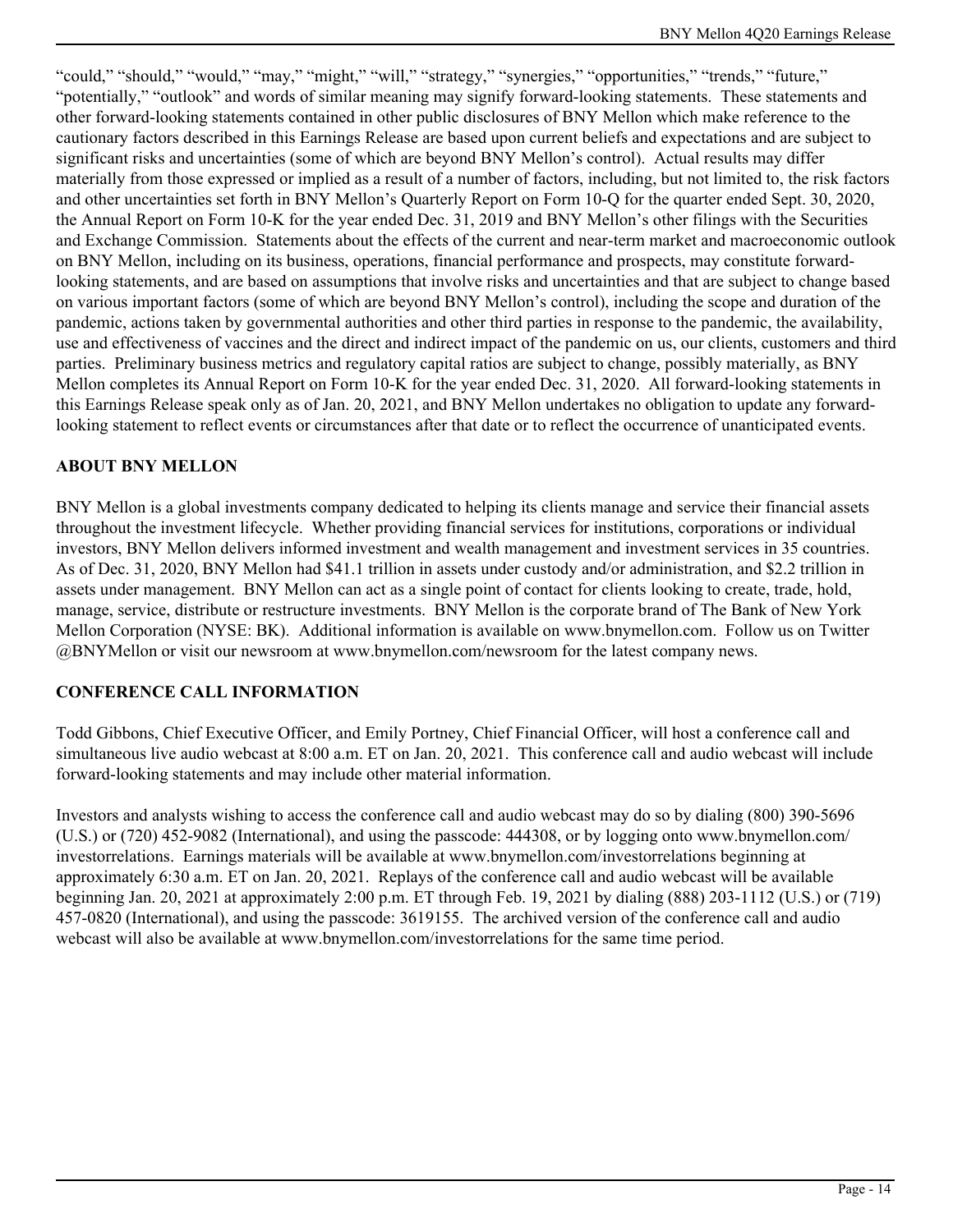"could," "should," "would," "may," "might," "will," "strategy," "synergies," "opportunities," "trends," "future," "potentially," "outlook" and words of similar meaning may signify forward-looking statements. These statements and other forward-looking statements contained in other public disclosures of BNY Mellon which make reference to the cautionary factors described in this Earnings Release are based upon current beliefs and expectations and are subject to significant risks and uncertainties (some of which are beyond BNY Mellon's control). Actual results may differ materially from those expressed or implied as a result of a number of factors, including, but not limited to, the risk factors and other uncertainties set forth in BNY Mellon's Quarterly Report on Form 10-Q for the quarter ended Sept. 30, 2020, the Annual Report on Form 10-K for the year ended Dec. 31, 2019 and BNY Mellon's other filings with the Securities and Exchange Commission. Statements about the effects of the current and near-term market and macroeconomic outlook on BNY Mellon, including on its business, operations, financial performance and prospects, may constitute forward-looking statements, and are based on assumptions that involve risks and uncertainties and that are subject to change based on various important factors (some of which are beyond BNY Mellon's control), including the scope and duration of the pandemic, actions taken by governmental authorities and other third parties in response to the pandemic, the availability, use and effectiveness of vaccines and the direct and indirect impact of the pandemic on us, our clients, customers and third parties. Preliminary business metrics and regulatory capital ratios are subject to change, possibly materially, as BNY Mellon completes its Annual Report on Form 10-K for the year ended Dec. 31, 2020. All forward-looking statements in this Earnings Release speak only as of Jan. 20, 2021, and BNY Mellon undertakes no obligation to update any forward-looking statement to reflect events or circumstances after that date or to reflect the occurrence of unanticipated events.

**ABOUT BNY MELLON**

BNY Mellon is a global investments company dedicated to helping its clients manage and service their financial assets throughout the investment lifecycle. Whether providing financial services for institutions, corporations or individual investors, BNY Mellon delivers informed investment and wealth management and investment services in 35 countries. As of Dec. 31, 2020, BNY Mellon had $41.1 trillion in assets under custody and/or administration, and $2.2 trillion in assets under management. BNY Mellon can act as a single point of contact for clients looking to create, trade, hold, manage, service, distribute or restructure investments. BNY Mellon is the corporate brand of The Bank of New York Mellon Corporation (NYSE: BK). Additional information is available on www.bnymellon.com. Follow us on Twitter @BNYMellon or visit our newsroom at www.bnymellon.com/newsroom for the latest company news.

**CONFERENCE CALL INFORMATION**

Todd Gibbons, Chief Executive Officer, and Emily Portney, Chief Financial Officer, will host a conference call and simultaneous live audio webcast at 8:00 a.m. ET on Jan. 20, 2021. This conference call and audio webcast will include forward-looking statements and may include other material information.

Investors and analysts wishing to access the conference call and audio webcast may do so by dialing (800) 390-5696 (U.S.) or (720) 452-9082 (International), and using the passcode: 444308, or by logging onto www.bnymellon.com/investorrelations. Earnings materials will be available at www.bnymellon.com/investorrelations beginning at approximately 6:30 a.m. ET on Jan. 20, 2021. Replays of the conference call and audio webcast will be available beginning Jan. 20, 2021 at approximately 2:00 p.m. ET through Feb. 19, 2021 by dialing (888) 203-1112 (U.S.) or (719) 457-0820 (International), and using the passcode: 3619155. The archived version of the conference call and audio webcast will also be available at www.bnymellon.com/investorrelations for the same time period.